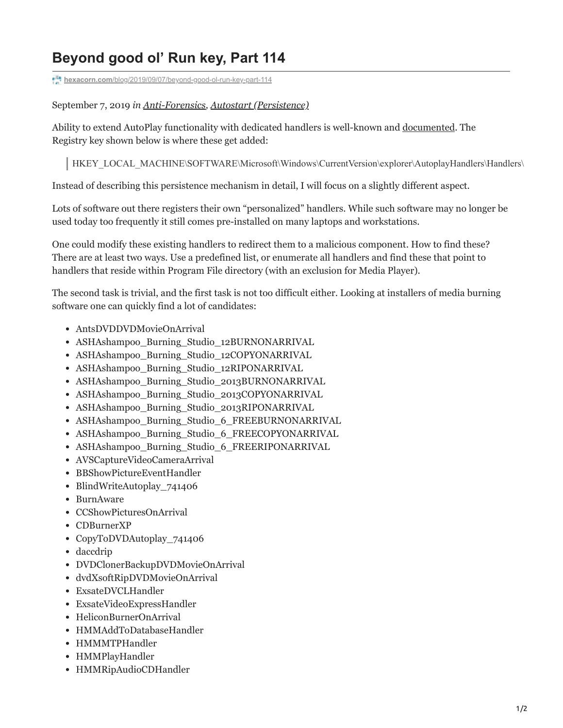# Beyond good ol' Run key, Part 114

hexacorn.com/blog/2019/09/07/beyond-good-ol-run-key-part-114

September 7, 2019 *in Anti-Forensics, Autostart (Persistence)*

Ability to extend AutoPlay functionality with dedicated handlers is well-known and documented. The Registry key shown below is where these get added:

> HKEY_LOCAL_MACHINE\SOFTWARE\Microsoft\Windows\CurrentVersion\explorer\AutoplayHandlers\Handlers\

Instead of describing this persistence mechanism in detail, I will focus on a slightly different aspect.

Lots of software out there registers their own "personalized" handlers. While such software may no longer be used today too frequently it still comes pre-installed on many laptops and workstations.

One could modify these existing handlers to redirect them to a malicious component. How to find these? There are at least two ways. Use a predefined list, or enumerate all handlers and find these that point to handlers that reside within Program File directory (with an exclusion for Media Player).

The second task is trivial, and the first task is not too difficult either. Looking at installers of media burning software one can quickly find a lot of candidates:

- AntsDVDDVDMovieOnArrival
- ASHAshampoo_Burning_Studio_12BURNONARRIVAL
- ASHAshampoo_Burning_Studio_12COPYONARRIVAL
- ASHAshampoo_Burning_Studio_12RIPONARRIVAL
- ASHAshampoo_Burning_Studio_2013BURNONARRIVAL
- ASHAshampoo_Burning_Studio_2013COPYONARRIVAL
- ASHAshampoo_Burning_Studio_2013RIPONARRIVAL
- ASHAshampoo_Burning_Studio_6_FREEBURNONARRIVAL
- ASHAshampoo_Burning_Studio_6_FREECOPYONARRIVAL
- ASHAshampoo_Burning_Studio_6_FREERIPONARRIVAL
- AVSCaptureVideoCameraArrival
- BBShowPictureEventHandler
- BlindWriteAutoplay_741406
- BurnAware
- CCShowPicturesOnArrival
- CDBurnerXP
- CopyToDVDAutoplay_741406
- daccdrip
- DVDClonerBackupDVDMovieOnArrival
- dvdXsoftRipDVDMovieOnArrival
- ExsateDVCLHandler
- ExsateVideoExpressHandler
- HeliconBurnerOnArrival
- HMMAddToDatabaseHandler
- HMMMTPHandler
- HMMPlayHandler
- HMMRipAudioCDHandler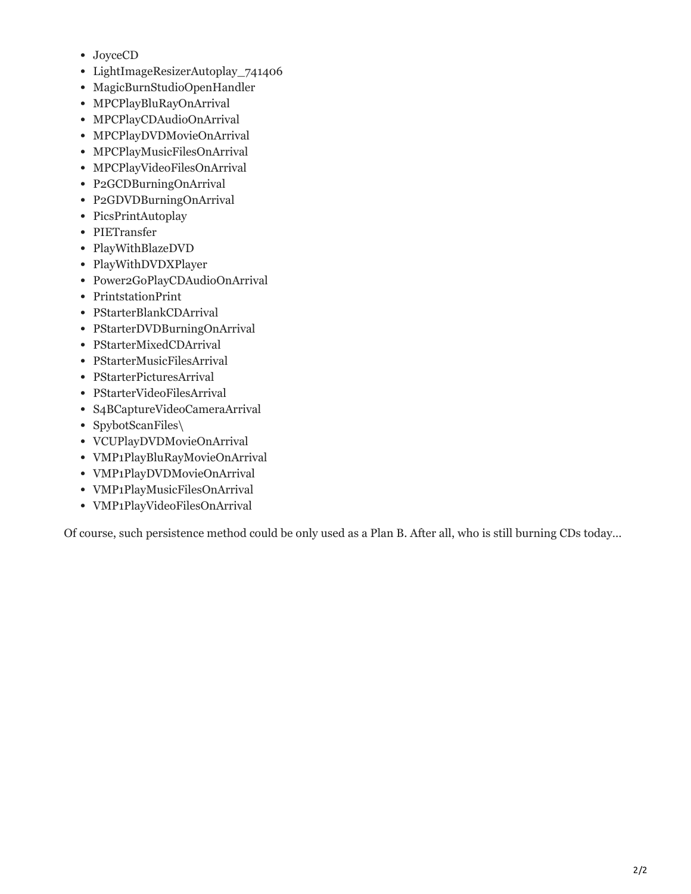- JoyceCD
- LightImageResizerAutoplay_741406
- MagicBurnStudioOpenHandler
- MPCPlayBluRayOnArrival
- MPCPlayCDAudioOnArrival
- MPCPlayDVDMovieOnArrival
- MPCPlayMusicFilesOnArrival
- MPCPlayVideoFilesOnArrival
- P2GCDBurningOnArrival
- P2GDVDBurningOnArrival
- PicsPrintAutoplay
- PIETransfer
- PlayWithBlazeDVD
- PlayWithDVDXPlayer
- Power2GoPlayCDAudioOnArrival
- PrintstationPrint
- PStarterBlankCDArrival
- PStarterDVDBurningOnArrival
- PStarterMixedCDArrival
- PStarterMusicFilesArrival
- PStarterPicturesArrival
- PStarterVideoFilesArrival
- S4BCaptureVideoCameraArrival
- SpybotScanFiles\
- VCUPlayDVDMovieOnArrival
- VMP1PlayBluRayMovieOnArrival
- VMP1PlayDVDMovieOnArrival
- VMP1PlayMusicFilesOnArrival
- VMP1PlayVideoFilesOnArrival

Of course, such persistence method could be only used as a Plan B. After all, who is still burning CDs today…